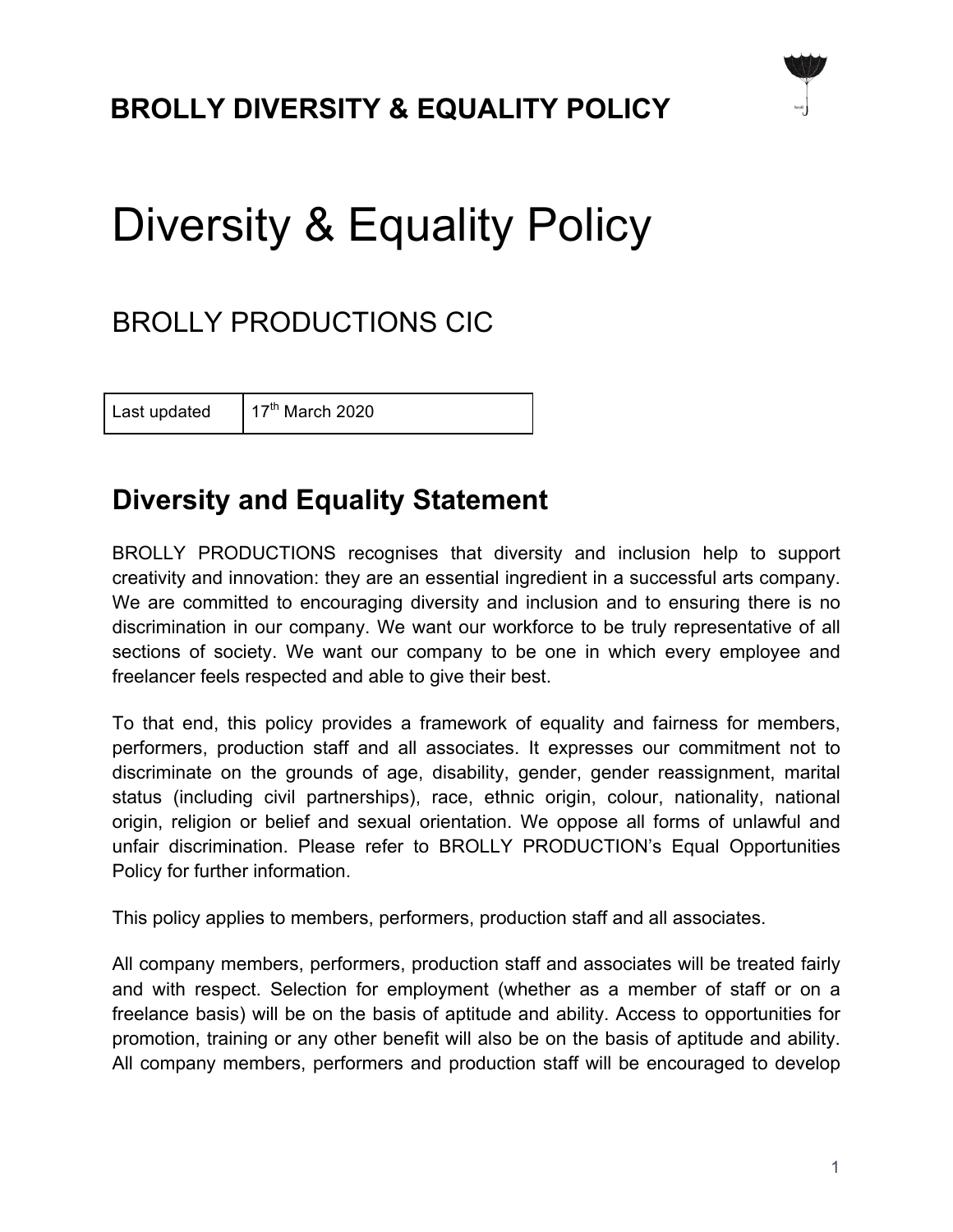# Diversity & Equality Policy

## BROLLY PRODUCTIONS CIC

| Last updated | 17th March 2020 |
|---|---|

## Diversity and Equality Statement

BROLLY PRODUCTIONS recognises that diversity and inclusion help to support creativity and innovation: they are an essential ingredient in a successful arts company. We are committed to encouraging diversity and inclusion and to ensuring there is no discrimination in our company. We want our workforce to be truly representative of all sections of society. We want our company to be one in which every employee and freelancer feels respected and able to give their best.

To that end, this policy provides a framework of equality and fairness for members, performers, production staff and all associates. It expresses our commitment not to discriminate on the grounds of age, disability, gender, gender reassignment, marital status (including civil partnerships), race, ethnic origin, colour, nationality, national origin, religion or belief and sexual orientation. We oppose all forms of unlawful and unfair discrimination. Please refer to BROLLY PRODUCTION's Equal Opportunities Policy for further information.

This policy applies to members, performers, production staff and all associates.

All company members, performers, production staff and associates will be treated fairly and with respect. Selection for employment (whether as a member of staff or on a freelance basis) will be on the basis of aptitude and ability. Access to opportunities for promotion, training or any other benefit will also be on the basis of aptitude and ability. All company members, performers and production staff will be encouraged to develop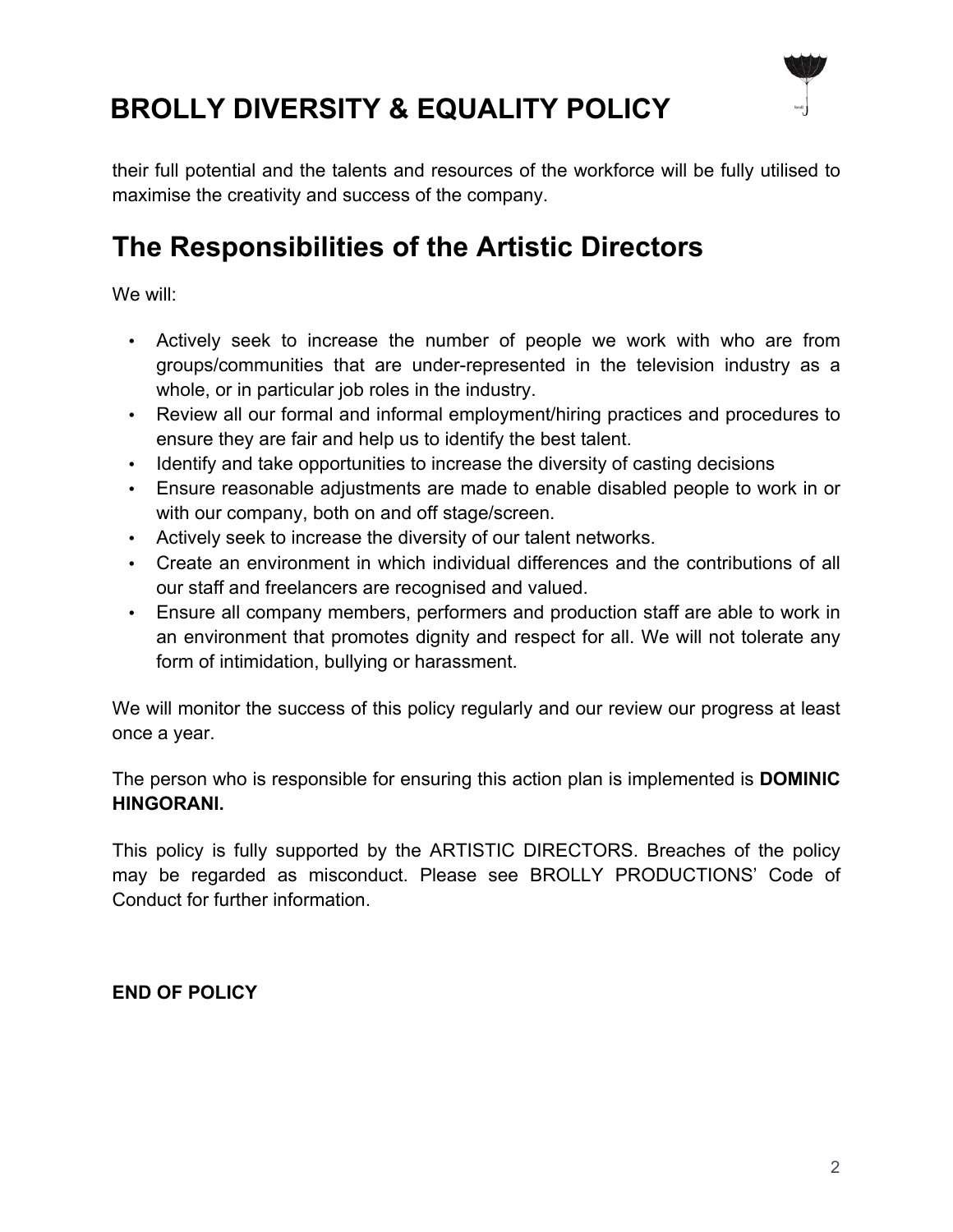their full potential and the talents and resources of the workforce will be fully utilised to maximise the creativity and success of the company.

## The Responsibilities of the Artistic Directors

We will:

- Actively seek to increase the number of people we work with who are from groups/communities that are under-represented in the television industry as a whole, or in particular job roles in the industry.
- Review all our formal and informal employment/hiring practices and procedures to ensure they are fair and help us to identify the best talent.
- Identify and take opportunities to increase the diversity of casting decisions
- Ensure reasonable adjustments are made to enable disabled people to work in or with our company, both on and off stage/screen.
- Actively seek to increase the diversity of our talent networks.
- Create an environment in which individual differences and the contributions of all our staff and freelancers are recognised and valued.
- Ensure all company members, performers and production staff are able to work in an environment that promotes dignity and respect for all. We will not tolerate any form of intimidation, bullying or harassment.

We will monitor the success of this policy regularly and our review our progress at least once a year.

The person who is responsible for ensuring this action plan is implemented is **DOMINIC HINGORANI.**

This policy is fully supported by the ARTISTIC DIRECTORS. Breaches of the policy may be regarded as misconduct. Please see BROLLY PRODUCTIONS' Code of Conduct for further information.

**END OF POLICY**